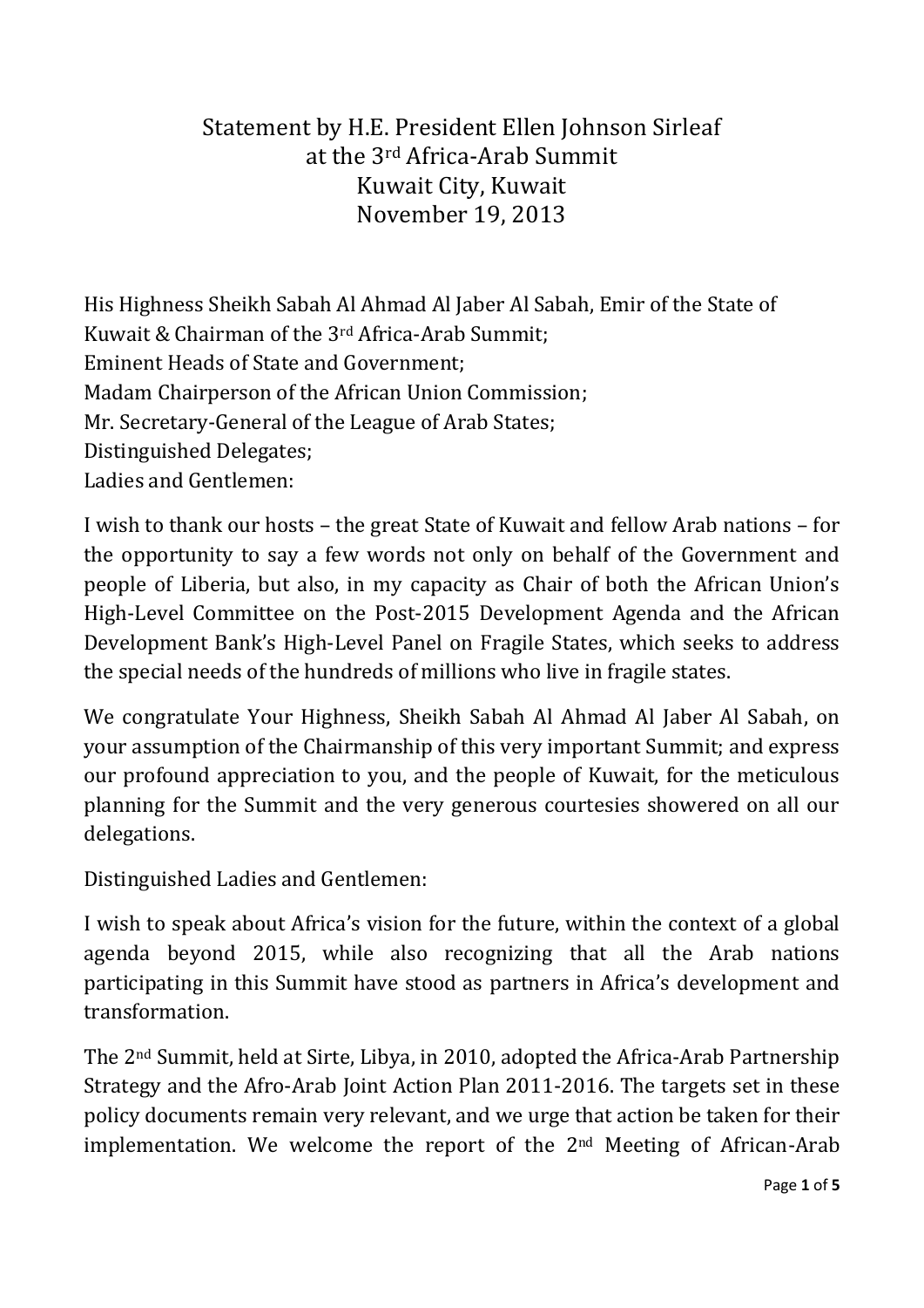# Statement by H.E. President Ellen Johnson Sirleaf at the 3rd Africa-Arab Summit Kuwait City, Kuwait November 19, 2013

His Highness Sheikh Sabah Al Ahmad Al Jaber Al Sabah, Emir of the State of Kuwait & Chairman of the 3rd Africa-Arab Summit;
Eminent Heads of State and Government;
Madam Chairperson of the African Union Commission;
Mr. Secretary-General of the League of Arab States;
Distinguished Delegates;
Ladies and Gentlemen:

I wish to thank our hosts – the great State of Kuwait and fellow Arab nations – for the opportunity to say a few words not only on behalf of the Government and people of Liberia, but also, in my capacity as Chair of both the African Union's High-Level Committee on the Post-2015 Development Agenda and the African Development Bank's High-Level Panel on Fragile States, which seeks to address the special needs of the hundreds of millions who live in fragile states.

We congratulate Your Highness, Sheikh Sabah Al Ahmad Al Jaber Al Sabah, on your assumption of the Chairmanship of this very important Summit; and express our profound appreciation to you, and the people of Kuwait, for the meticulous planning for the Summit and the very generous courtesies showered on all our delegations.

Distinguished Ladies and Gentlemen:

I wish to speak about Africa's vision for the future, within the context of a global agenda beyond 2015, while also recognizing that all the Arab nations participating in this Summit have stood as partners in Africa's development and transformation.

The 2nd Summit, held at Sirte, Libya, in 2010, adopted the Africa-Arab Partnership Strategy and the Afro-Arab Joint Action Plan 2011-2016. The targets set in these policy documents remain very relevant, and we urge that action be taken for their implementation. We welcome the report of the 2nd Meeting of African-Arab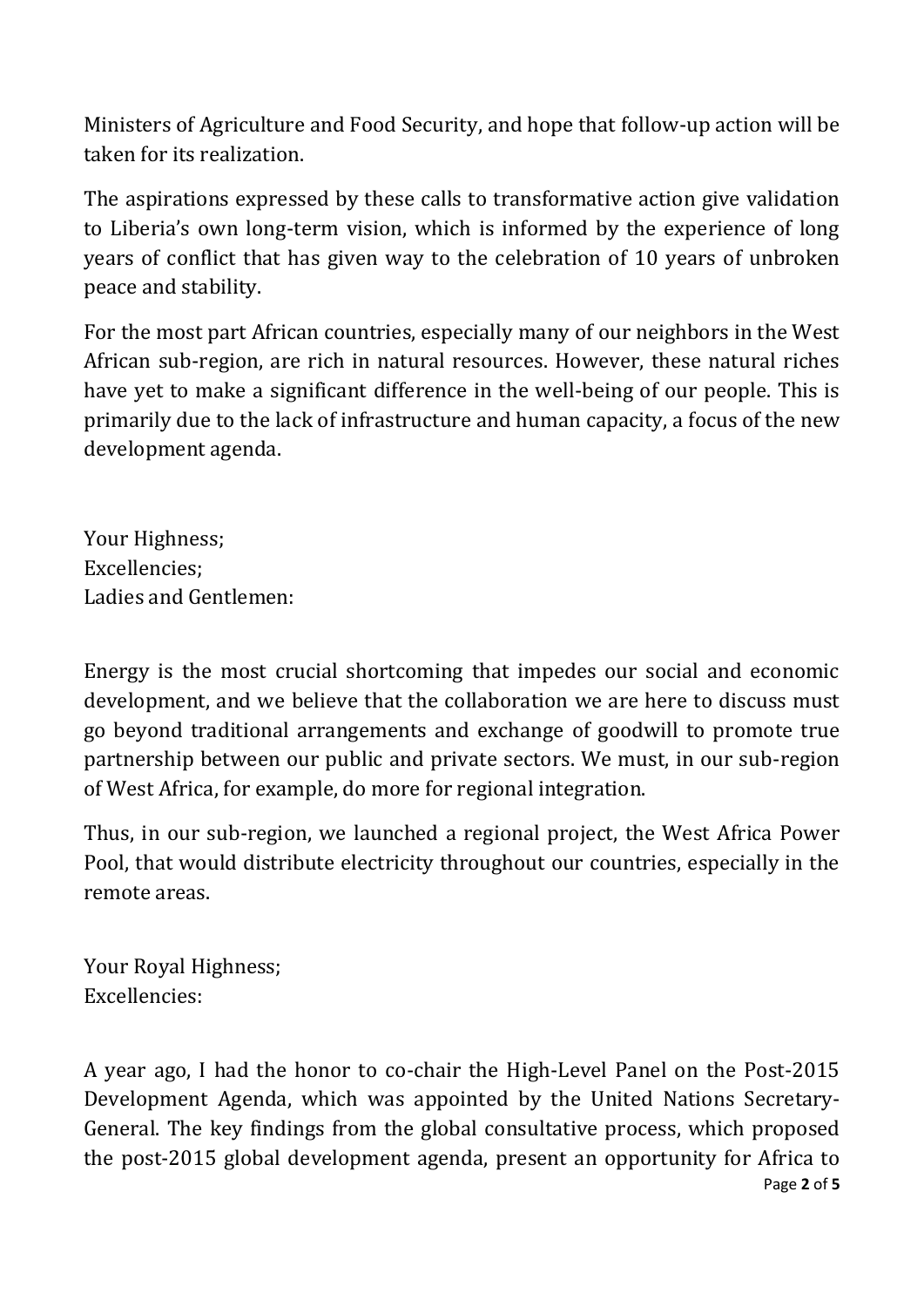Ministers of Agriculture and Food Security, and hope that follow-up action will be taken for its realization.

The aspirations expressed by these calls to transformative action give validation to Liberia's own long-term vision, which is informed by the experience of long years of conflict that has given way to the celebration of 10 years of unbroken peace and stability.

For the most part African countries, especially many of our neighbors in the West African sub-region, are rich in natural resources. However, these natural riches have yet to make a significant difference in the well-being of our people. This is primarily due to the lack of infrastructure and human capacity, a focus of the new development agenda.

Your Highness;
Excellencies;
Ladies and Gentlemen:

Energy is the most crucial shortcoming that impedes our social and economic development, and we believe that the collaboration we are here to discuss must go beyond traditional arrangements and exchange of goodwill to promote true partnership between our public and private sectors. We must, in our sub-region of West Africa, for example, do more for regional integration.

Thus, in our sub-region, we launched a regional project, the West Africa Power Pool, that would distribute electricity throughout our countries, especially in the remote areas.

Your Royal Highness;
Excellencies:

A year ago, I had the honor to co-chair the High-Level Panel on the Post-2015 Development Agenda, which was appointed by the United Nations Secretary-General. The key findings from the global consultative process, which proposed the post-2015 global development agenda, present an opportunity for Africa to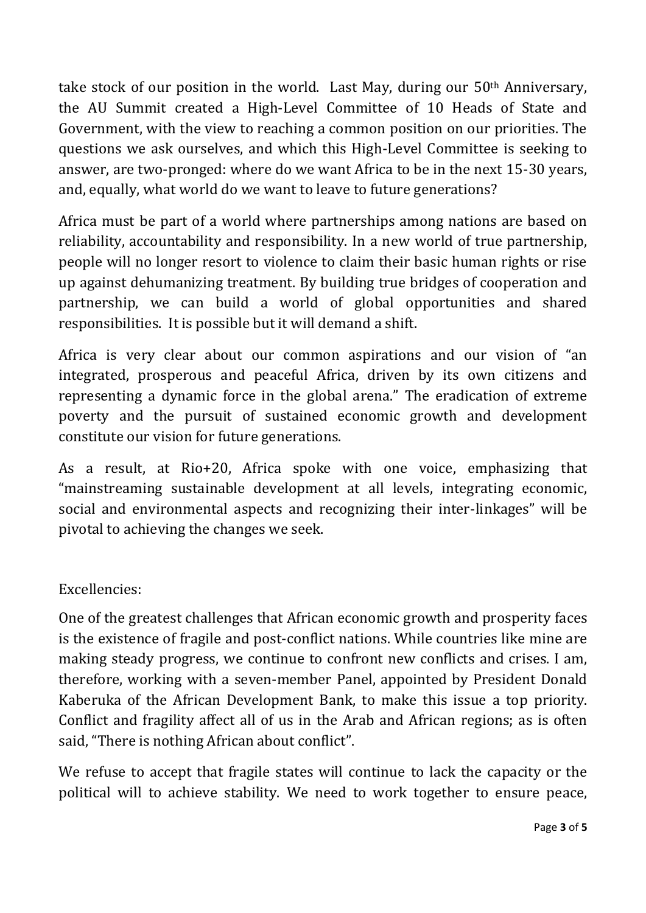take stock of our position in the world. Last May, during our 50th Anniversary, the AU Summit created a High-Level Committee of 10 Heads of State and Government, with the view to reaching a common position on our priorities. The questions we ask ourselves, and which this High-Level Committee is seeking to answer, are two-pronged: where do we want Africa to be in the next 15-30 years, and, equally, what world do we want to leave to future generations?

Africa must be part of a world where partnerships among nations are based on reliability, accountability and responsibility. In a new world of true partnership, people will no longer resort to violence to claim their basic human rights or rise up against dehumanizing treatment. By building true bridges of cooperation and partnership, we can build a world of global opportunities and shared responsibilities. It is possible but it will demand a shift.

Africa is very clear about our common aspirations and our vision of "an integrated, prosperous and peaceful Africa, driven by its own citizens and representing a dynamic force in the global arena." The eradication of extreme poverty and the pursuit of sustained economic growth and development constitute our vision for future generations.

As a result, at Rio+20, Africa spoke with one voice, emphasizing that "mainstreaming sustainable development at all levels, integrating economic, social and environmental aspects and recognizing their inter-linkages" will be pivotal to achieving the changes we seek.

Excellencies:

One of the greatest challenges that African economic growth and prosperity faces is the existence of fragile and post-conflict nations. While countries like mine are making steady progress, we continue to confront new conflicts and crises. I am, therefore, working with a seven-member Panel, appointed by President Donald Kaberuka of the African Development Bank, to make this issue a top priority. Conflict and fragility affect all of us in the Arab and African regions; as is often said, "There is nothing African about conflict".

We refuse to accept that fragile states will continue to lack the capacity or the political will to achieve stability. We need to work together to ensure peace,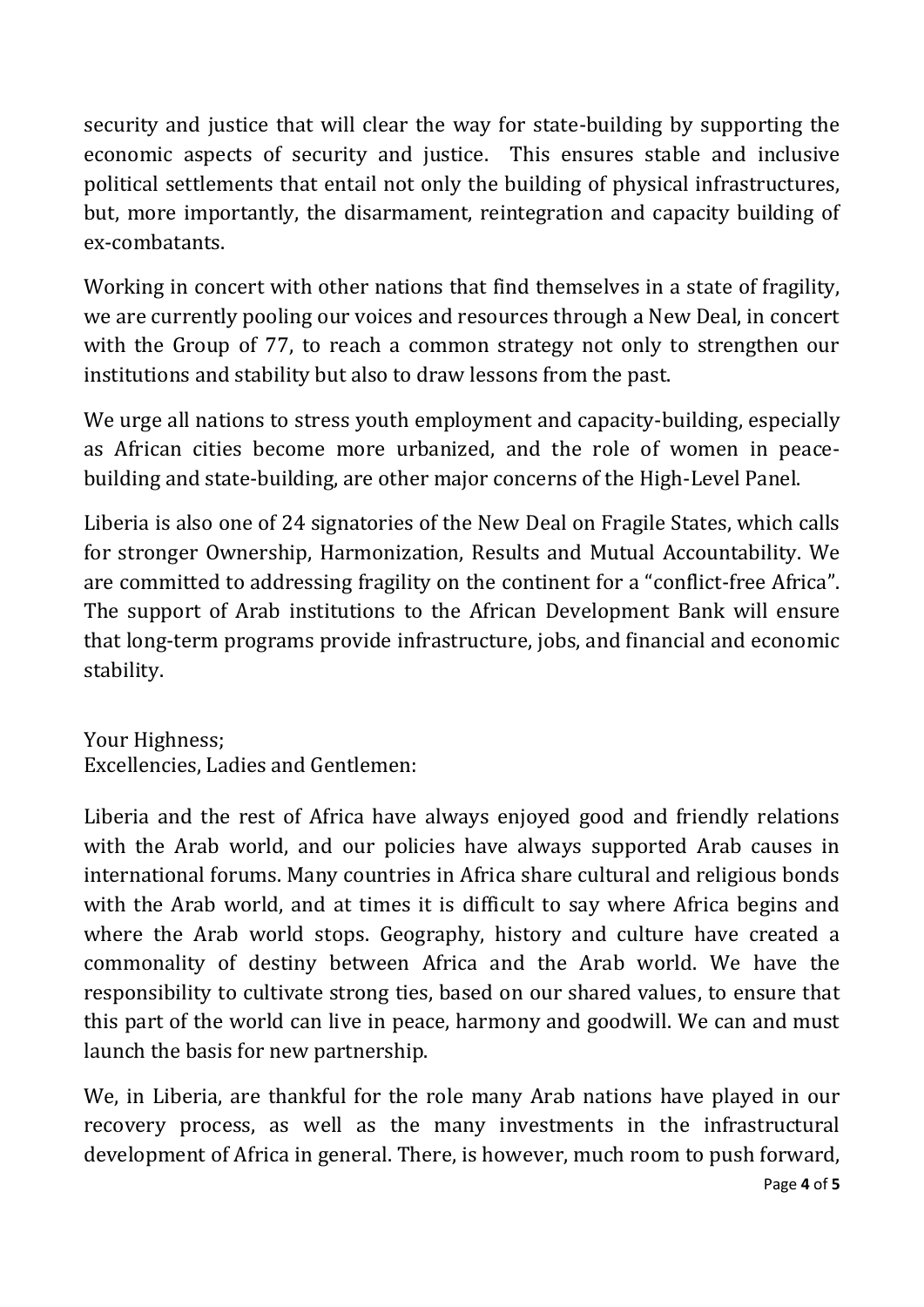security and justice that will clear the way for state-building by supporting the economic aspects of security and justice. This ensures stable and inclusive political settlements that entail not only the building of physical infrastructures, but, more importantly, the disarmament, reintegration and capacity building of ex-combatants.

Working in concert with other nations that find themselves in a state of fragility, we are currently pooling our voices and resources through a New Deal, in concert with the Group of 77, to reach a common strategy not only to strengthen our institutions and stability but also to draw lessons from the past.

We urge all nations to stress youth employment and capacity-building, especially as African cities become more urbanized, and the role of women in peace-building and state-building, are other major concerns of the High-Level Panel.

Liberia is also one of 24 signatories of the New Deal on Fragile States, which calls for stronger Ownership, Harmonization, Results and Mutual Accountability. We are committed to addressing fragility on the continent for a "conflict-free Africa". The support of Arab institutions to the African Development Bank will ensure that long-term programs provide infrastructure, jobs, and financial and economic stability.

Your Highness;
Excellencies, Ladies and Gentlemen:

Liberia and the rest of Africa have always enjoyed good and friendly relations with the Arab world, and our policies have always supported Arab causes in international forums. Many countries in Africa share cultural and religious bonds with the Arab world, and at times it is difficult to say where Africa begins and where the Arab world stops. Geography, history and culture have created a commonality of destiny between Africa and the Arab world. We have the responsibility to cultivate strong ties, based on our shared values, to ensure that this part of the world can live in peace, harmony and goodwill. We can and must launch the basis for new partnership.

We, in Liberia, are thankful for the role many Arab nations have played in our recovery process, as well as the many investments in the infrastructural development of Africa in general. There, is however, much room to push forward,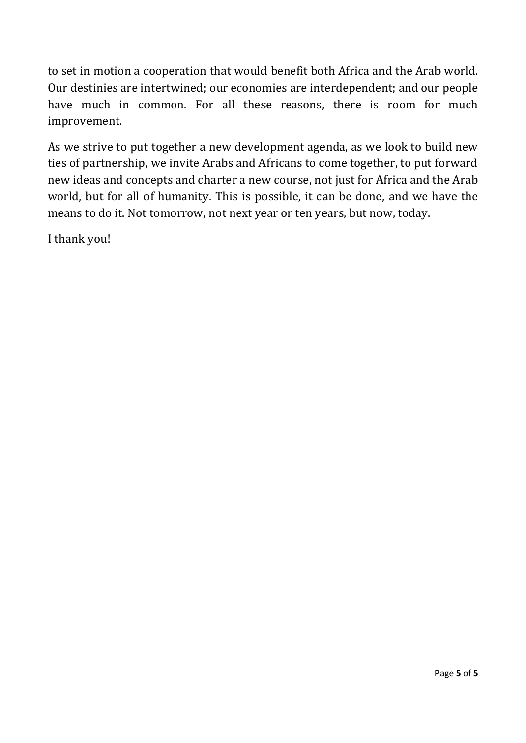to set in motion a cooperation that would benefit both Africa and the Arab world. Our destinies are intertwined; our economies are interdependent; and our people have much in common. For all these reasons, there is room for much improvement.

As we strive to put together a new development agenda, as we look to build new ties of partnership, we invite Arabs and Africans to come together, to put forward new ideas and concepts and charter a new course, not just for Africa and the Arab world, but for all of humanity. This is possible, it can be done, and we have the means to do it. Not tomorrow, not next year or ten years, but now, today.

I thank you!